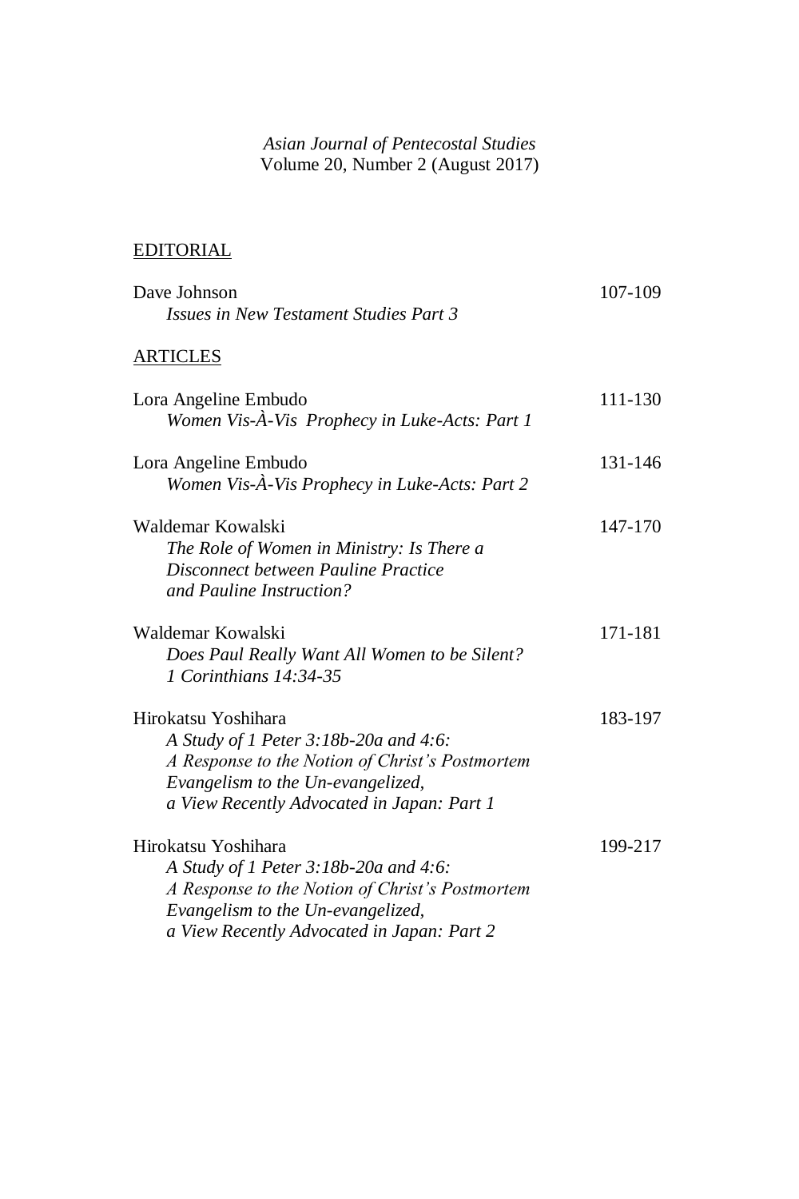*Asian Journal of Pentecostal Studies*
Volume 20, Number 2 (August 2017)

## EDITORIAL

| | |
|---|---|
| Dave Johnson<br>*Issues in New Testament Studies Part 3* | 107-109 |

## ARTICLES

| | |
|---|---|
| Lora Angeline Embudo<br>*Women Vis-À-Vis Prophecy in Luke-Acts: Part 1* | 111-130 |
| Lora Angeline Embudo<br>*Women Vis-À-Vis Prophecy in Luke-Acts: Part 2* | 131-146 |
| Waldemar Kowalski<br>*The Role of Women in Ministry: Is There a Disconnect between Pauline Practice and Pauline Instruction?* | 147-170 |
| Waldemar Kowalski<br>*Does Paul Really Want All Women to be Silent? 1 Corinthians 14:34-35* | 171-181 |
| Hirokatsu Yoshihara<br>*A Study of 1 Peter 3:18b-20a and 4:6: A Response to the Notion of Christ's Postmortem Evangelism to the Un-evangelized, a View Recently Advocated in Japan: Part 1* | 183-197 |
| Hirokatsu Yoshihara<br>*A Study of 1 Peter 3:18b-20a and 4:6: A Response to the Notion of Christ's Postmortem Evangelism to the Un-evangelized, a View Recently Advocated in Japan: Part 2* | 199-217 |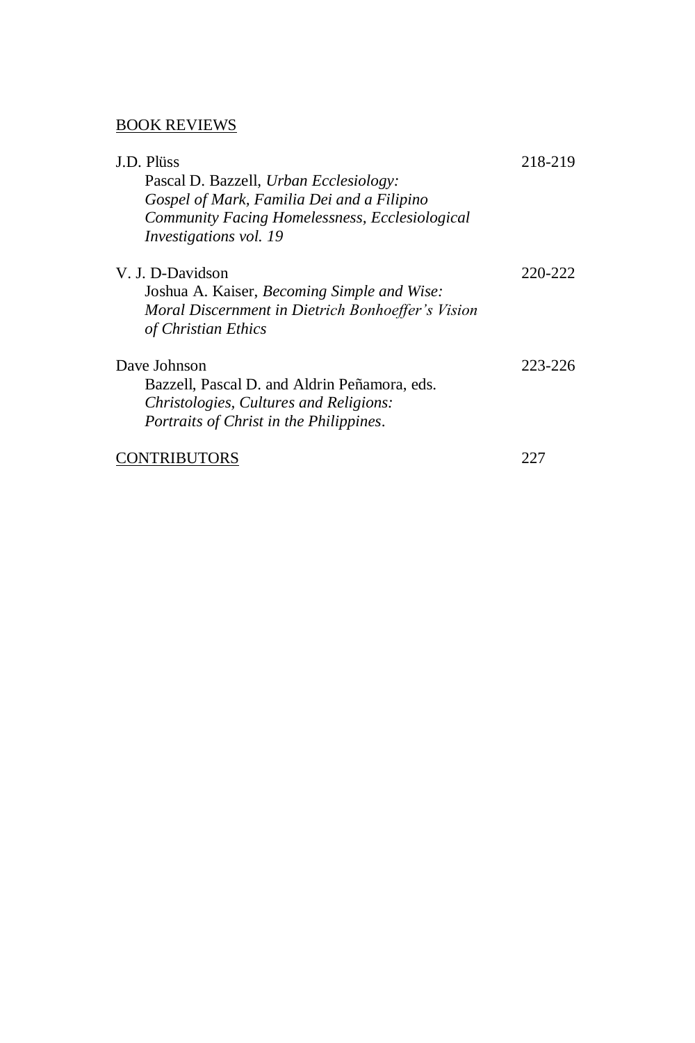BOOK REVIEWS

J.D. Plüss — 218-219

Pascal D. Bazzell, *Urban Ecclesiology: Gospel of Mark, Familia Dei and a Filipino Community Facing Homelessness, Ecclesiological Investigations vol. 19*

V. J. D-Davidson — 220-222

Joshua A. Kaiser, *Becoming Simple and Wise: Moral Discernment in Dietrich Bonhoeffer's Vision of Christian Ethics*

Dave Johnson — 223-226

Bazzell, Pascal D. and Aldrin Peñamora, eds. *Christologies, Cultures and Religions: Portraits of Christ in the Philippines*.

CONTRIBUTORS — 227